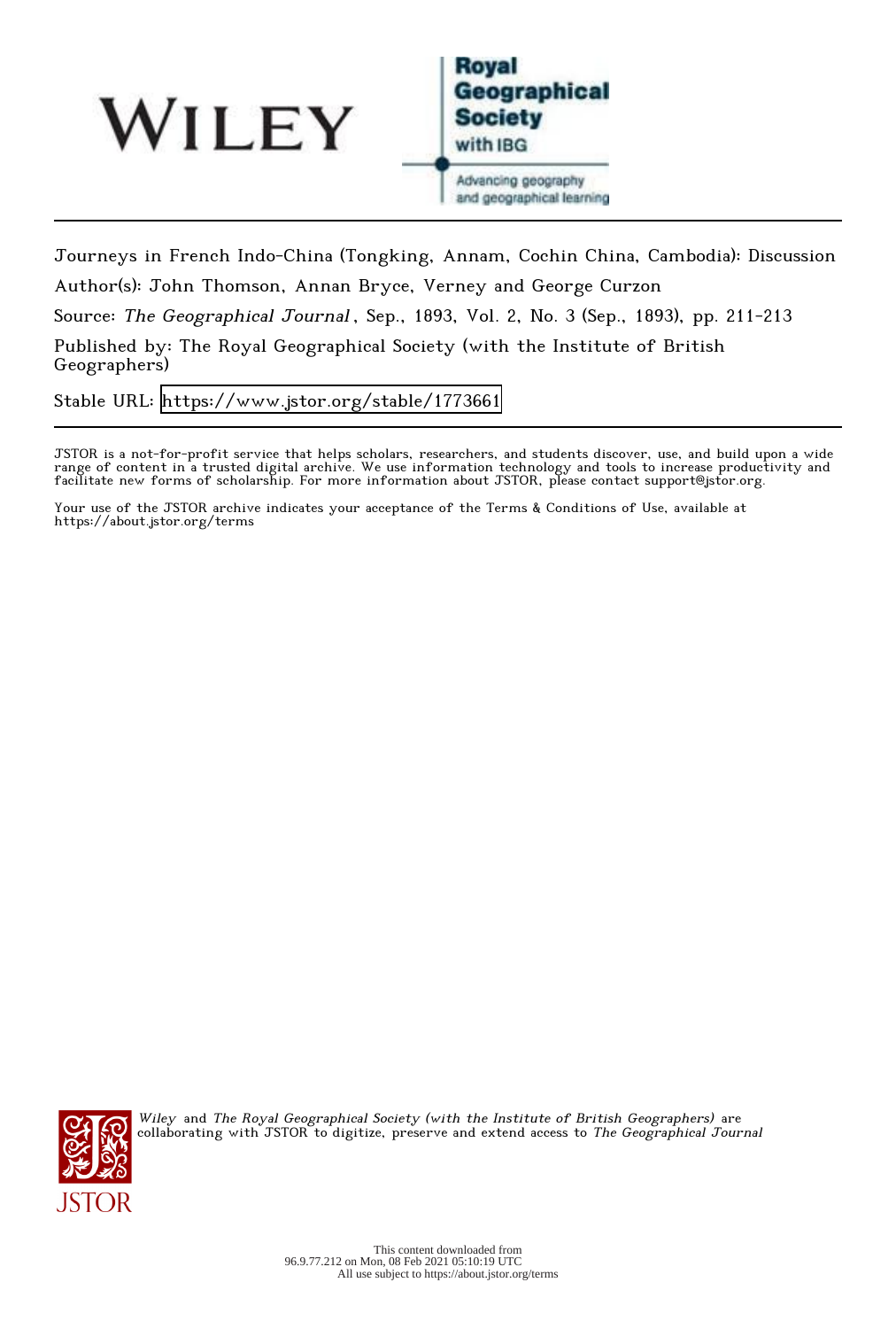Journeys in French Indo-China (Tongking, Annam, Cochin China, Cambodia): Discussion

Author(s): John Thomson, Annan Bryce, Verney and George Curzon

Source: *The Geographical Journal*, Sep., 1893, Vol. 2, No. 3 (Sep., 1893), pp. 211-213

Published by: The Royal Geographical Society (with the Institute of British Geographers)

Stable URL: https://www.jstor.org/stable/1773661

JSTOR is a not-for-profit service that helps scholars, researchers, and students discover, use, and build upon a wide range of content in a trusted digital archive. We use information technology and tools to increase productivity and facilitate new forms of scholarship. For more information about JSTOR, please contact support@jstor.org.

Your use of the JSTOR archive indicates your acceptance of the Terms & Conditions of Use, available at https://about.jstor.org/terms

*Wiley* and *The Royal Geographical Society (with the Institute of British Geographers)* are collaborating with JSTOR to digitize, preserve and extend access to *The Geographical Journal*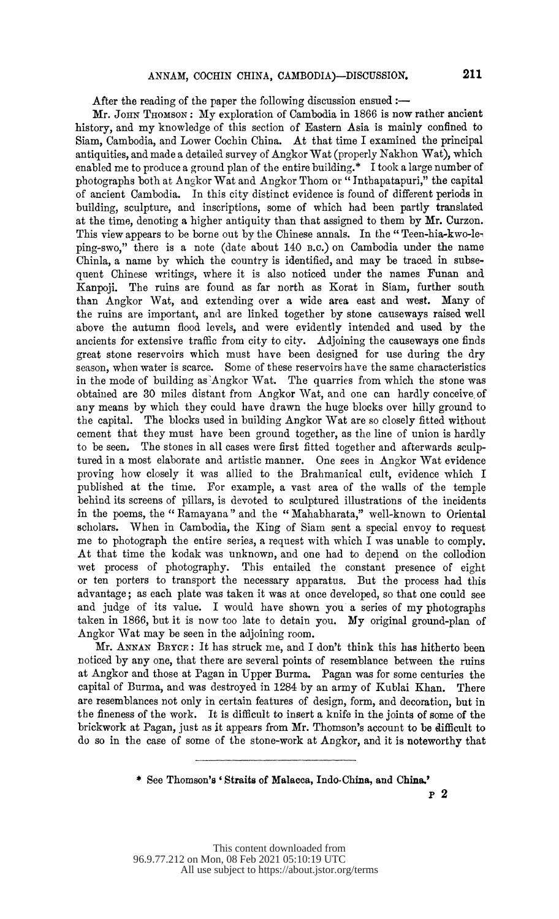After the reading of the paper the following discussion ensued :—

Mr. JOHN THOMSON: My exploration of Cambodia in 1866 is now rather ancient history, and my knowledge of this section of Eastern Asia is mainly confined to Siam, Cambodia, and Lower Cochin China. At that time I examined the principal antiquities, and made a detailed survey of Angkor Wat (properly Nakhon Wat), which enabled me to produce a ground plan of the entire building.* I took a large number of photographs both at Angkor Wat and Angkor Thom or "Inthapatapuri," the capital of ancient Cambodia. In this city distinct evidence is found of different periods in building, sculpture, and inscriptions, some of which had been partly translated at the time, denoting a higher antiquity than that assigned to them by Mr. Curzon. This view appears to be borne out by the Chinese annals. In the "Teen-hia-kwo-le-ping-swo," there is a note (date about 140 B.C.) on Cambodia under the name Chinla, a name by which the country is identified, and may be traced in subsequent Chinese writings, where it is also noticed under the names Funan and Kanpoji. The ruins are found as far north as Korat in Siam, further south than Angkor Wat, and extending over a wide area east and west. Many of the ruins are important, and are linked together by stone causeways raised well above the autumn flood levels, and were evidently intended and used by the ancients for extensive traffic from city to city. Adjoining the causeways one finds great stone reservoirs which must have been designed for use during the dry season, when water is scarce. Some of these reservoirs have the same characteristics in the mode of building as Angkor Wat. The quarries from which the stone was obtained are 30 miles distant from Angkor Wat, and one can hardly conceive of any means by which they could have drawn the huge blocks over hilly ground to the capital. The blocks used in building Angkor Wat are so closely fitted without cement that they must have been ground together, as the line of union is hardly to be seen. The stones in all cases were first fitted together and afterwards sculptured in a most elaborate and artistic manner. One sees in Angkor Wat evidence proving how closely it was allied to the Brahmanical cult, evidence which I published at the time. For example, a vast area of the walls of the temple behind its screens of pillars, is devoted to sculptured illustrations of the incidents in the poems, the "Ramayana" and the "Mahabharata," well-known to Oriental scholars. When in Cambodia, the King of Siam sent a special envoy to request me to photograph the entire series, a request with which I was unable to comply. At that time the kodak was unknown, and one had to depend on the collodion wet process of photography. This entailed the constant presence of eight or ten porters to transport the necessary apparatus. But the process had this advantage; as each plate was taken it was at once developed, so that one could see and judge of its value. I would have shown you a series of my photographs taken in 1866, but it is now too late to detain you. My original ground-plan of Angkor Wat may be seen in the adjoining room.

Mr. ANNAN BRYCE: It has struck me, and I don't think this has hitherto been noticed by any one, that there are several points of resemblance between the ruins at Angkor and those at Pagan in Upper Burma. Pagan was for some centuries the capital of Burma, and was destroyed in 1284 by an army of Kublai Khan. There are resemblances not only in certain features of design, form, and decoration, but in the fineness of the work. It is difficult to insert a knife in the joints of some of the brickwork at Pagan, just as it appears from Mr. Thomson's account to be difficult to do so in the case of some of the stone-work at Angkor, and it is noteworthy that

* See Thomson's 'Straits of Malacca, Indo-China, and China.'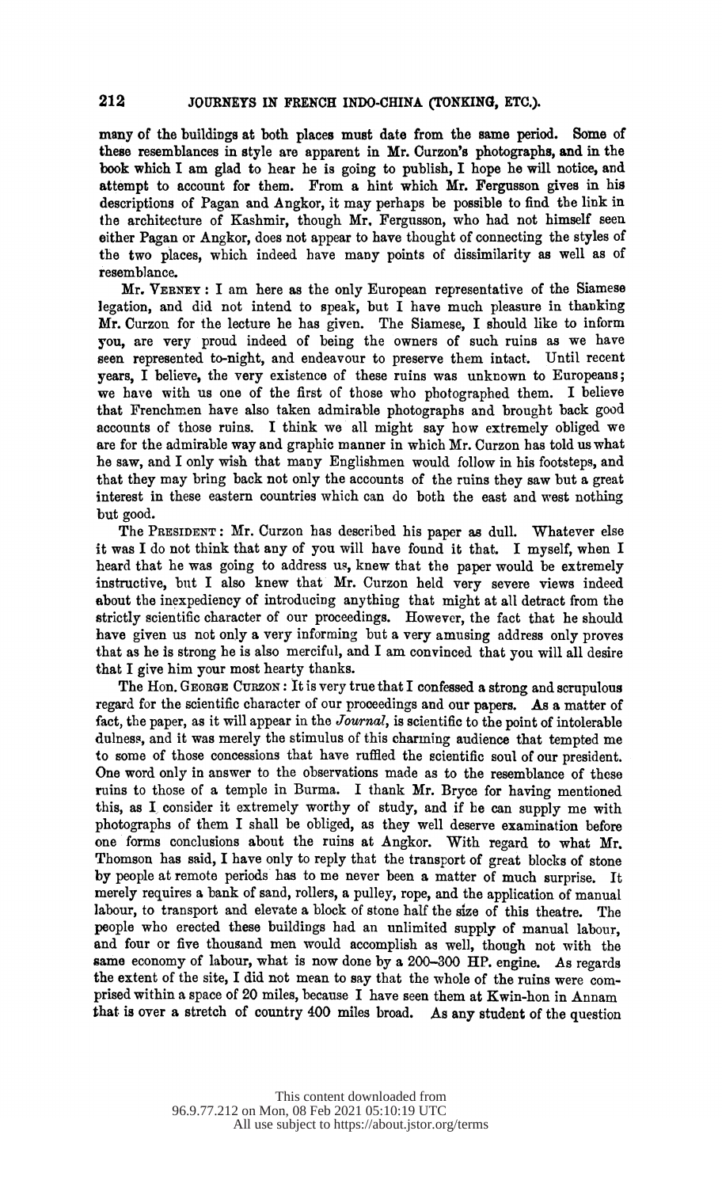many of the buildings at both places must date from the same period. Some of these resemblances in style are apparent in Mr. Curzon's photographs, and in the book which I am glad to hear he is going to publish, I hope he will notice, and attempt to account for them. From a hint which Mr. Fergusson gives in his descriptions of Pagan and Angkor, it may perhaps be possible to find the link in the architecture of Kashmir, though Mr. Fergusson, who had not himself seen either Pagan or Angkor, does not appear to have thought of connecting the styles of the two places, which indeed have many points of dissimilarity as well as of resemblance.

Mr. Verney: I am here as the only European representative of the Siamese legation, and did not intend to speak, but I have much pleasure in thanking Mr. Curzon for the lecture he has given. The Siamese, I should like to inform you, are very proud indeed of being the owners of such ruins as we have seen represented to-night, and endeavour to preserve them intact. Until recent years, I believe, the very existence of these ruins was unknown to Europeans; we have with us one of the first of those who photographed them. I believe that Frenchmen have also taken admirable photographs and brought back good accounts of those ruins. I think we all might say how extremely obliged we are for the admirable way and graphic manner in which Mr. Curzon has told us what he saw, and I only wish that many Englishmen would follow in his footsteps, and that they may bring back not only the accounts of the ruins they saw but a great interest in these eastern countries which can do both the east and west nothing but good.

The President: Mr. Curzon has described his paper as dull. Whatever else it was I do not think that any of you will have found it that. I myself, when I heard that he was going to address us, knew that the paper would be extremely instructive, but I also knew that Mr. Curzon held very severe views indeed about the inexpediency of introducing anything that might at all detract from the strictly scientific character of our proceedings. However, the fact that he should have given us not only a very informing but a very amusing address only proves that as he is strong he is also merciful, and I am convinced that you will all desire that I give him your most hearty thanks.

The Hon. George Curzon: It is very true that I confessed a strong and scrupulous regard for the scientific character of our proceedings and our papers. As a matter of fact, the paper, as it will appear in the *Journal*, is scientific to the point of intolerable dulness, and it was merely the stimulus of this charming audience that tempted me to some of those concessions that have ruffled the scientific soul of our president. One word only in answer to the observations made as to the resemblance of these ruins to those of a temple in Burma. I thank Mr. Bryce for having mentioned this, as I consider it extremely worthy of study, and if he can supply me with photographs of them I shall be obliged, as they well deserve examination before one forms conclusions about the ruins at Angkor. With regard to what Mr. Thomson has said, I have only to reply that the transport of great blocks of stone by people at remote periods has to me never been a matter of much surprise. It merely requires a bank of sand, rollers, a pulley, rope, and the application of manual labour, to transport and elevate a block of stone half the size of this theatre. The people who erected these buildings had an unlimited supply of manual labour, and four or five thousand men would accomplish as well, though not with the same economy of labour, what is now done by a 200–300 HP. engine. As regards the extent of the site, I did not mean to say that the whole of the ruins were comprised within a space of 20 miles, because I have seen them at Kwin-hon in Annam that is over a stretch of country 400 miles broad. As any student of the question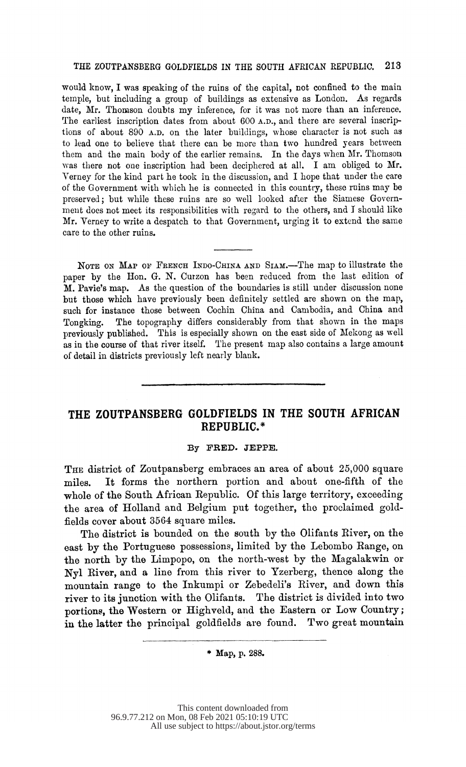would know, I was speaking of the ruins of the capital, not confined to the main temple, but including a group of buildings as extensive as London. As regards date, Mr. Thomson doubts my inference, for it was not more than an inference. The earliest inscription dates from about 600 A.D., and there are several inscriptions of about 890 A.D. on the later buildings, whose character is not such as to lead one to believe that there can be more than two hundred years between them and the main body of the earlier remains. In the days when Mr. Thomson was there not one inscription had been deciphered at all. I am obliged to Mr. Verney for the kind part he took in the discussion, and I hope that under the care of the Government with which he is connected in this country, these ruins may be preserved; but while these ruins are so well looked after the Siamese Government does not meet its responsibilities with regard to the others, and I should like Mr. Verney to write a despatch to that Government, urging it to extend the same care to the other ruins.

---

NOTE ON MAP OF FRENCH INDO-CHINA AND SIAM.—The map to illustrate the paper by the Hon. G. N. Curzon has been reduced from the last edition of M. Pavie's map. As the question of the boundaries is still under discussion none but those which have previously been definitely settled are shown on the map, such for instance those between Cochin China and Cambodia, and China and Tongking. The topography differs considerably from that shown in the maps previously published. This is especially shown on the east side of Mekong as well as in the course of that river itself. The present map also contains a large amount of detail in districts previously left nearly blank.

---

# THE ZOUTPANSBERG GOLDFIELDS IN THE SOUTH AFRICAN REPUBLIC.*

By FRED. JEPPE.

THE district of Zoutpansberg embraces an area of about 25,000 square miles. It forms the northern portion and about one-fifth of the whole of the South African Republic. Of this large territory, exceeding the area of Holland and Belgium put together, the proclaimed goldfields cover about 3564 square miles.

The district is bounded on the south by the Olifants River, on the east by the Portuguese possessions, limited by the Lebombo Range, on the north by the Limpopo, on the north-west by the Magalakwin or Nyl River, and a line from this river to Yzerberg, thence along the mountain range to the Inkumpi or Zebedeli's River, and down this river to its junction with the Olifants. The district is divided into two portions, the Western or Highveld, and the Eastern or Low Country; in the latter the principal goldfields are found. Two great mountain

* Map, p. 288.